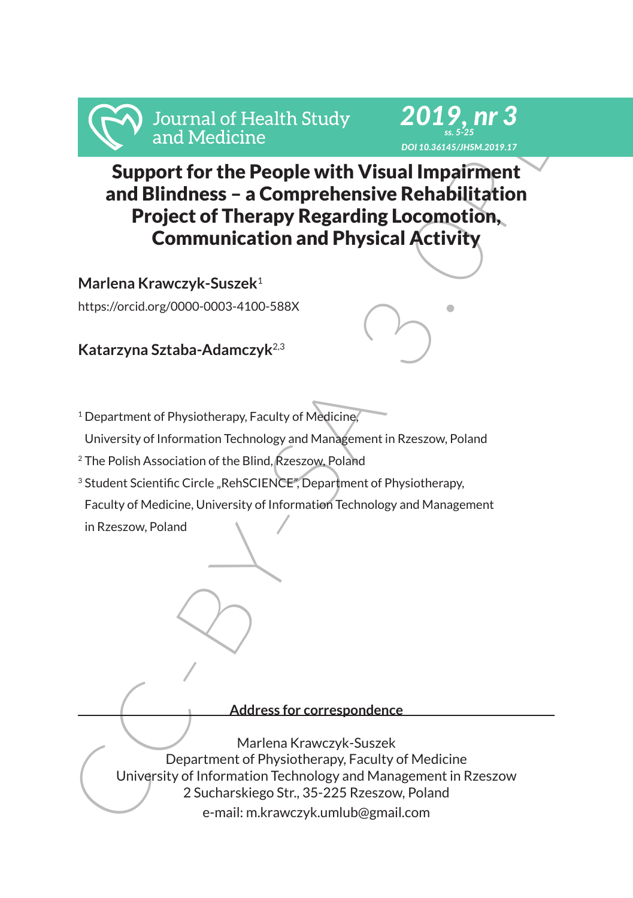# Support for the People with Visual Impairment and Blindness – a Comprehensive Rehabilitation Project of Therapy Regarding Locomotion, Communication and Physical Activity

**Marlena Krawczyk-Suszek**[1]

https://orcid.org/0000-0003-4100-588X

**Katarzyna Sztaba-Adamczyk**[2,3]

[1] Department of Physiotherapy, Faculty of Medicine, University of Information Technology and Management in Rzeszow, Poland

[2] The Polish Association of the Blind, Rzeszow, Poland

[3] Student Scientific Circle „RehSCIENCE", Department of Physiotherapy, Faculty of Medicine, University of Information Technology and Management in Rzeszow, Poland

**Address for correspondence**

Marlena Krawczyk-Suszek
Department of Physiotherapy, Faculty of Medicine
University of Information Technology and Management in Rzeszow
2 Sucharskiego Str., 35-225 Rzeszow, Poland
e-mail: m.krawczyk.umlub@gmail.com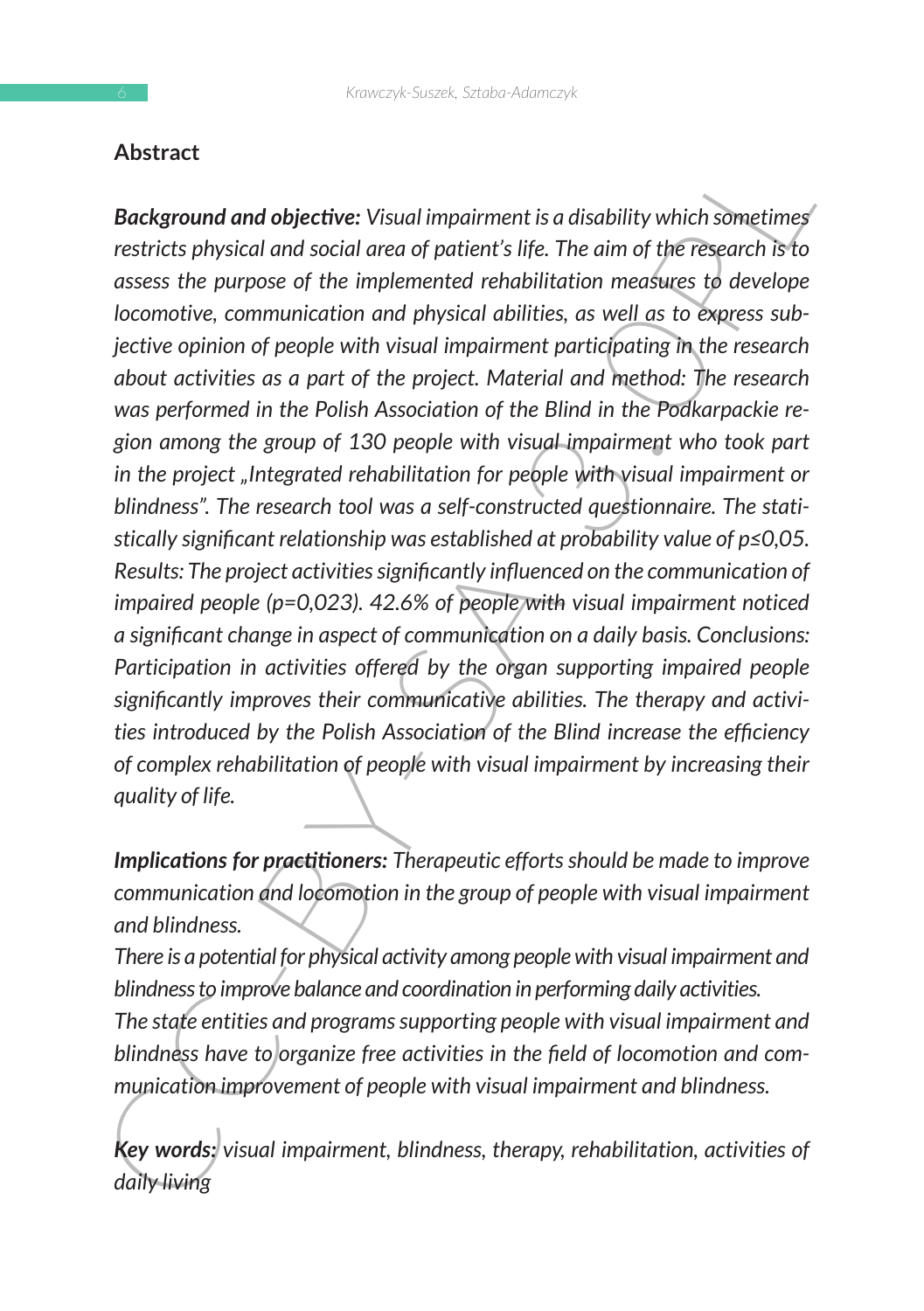## Abstract

***Background and objective:*** *Visual impairment is a disability which sometimes restricts physical and social area of patient's life. The aim of the research is to assess the purpose of the implemented rehabilitation measures to develope locomotive, communication and physical abilities, as well as to express subjective opinion of people with visual impairment participating in the research about activities as a part of the project. Material and method: The research was performed in the Polish Association of the Blind in the Podkarpackie region among the group of 130 people with visual impairment who took part in the project „Integrated rehabilitation for people with visual impairment or blindness". The research tool was a self-constructed questionnaire. The statistically significant relationship was established at probability value of p≤0,05. Results: The project activities significantly influenced on the communication of impaired people (p=0,023). 42.6% of people with visual impairment noticed a significant change in aspect of communication on a daily basis. Conclusions: Participation in activities offered by the organ supporting impaired people significantly improves their communicative abilities. The therapy and activities introduced by the Polish Association of the Blind increase the efficiency of complex rehabilitation of people with visual impairment by increasing their quality of life.*

***Implications for practitioners:*** *Therapeutic efforts should be made to improve communication and locomotion in the group of people with visual impairment and blindness.*

*There is a potential for physical activity among people with visual impairment and blindness to improve balance and coordination in performing daily activities.*

*The state entities and programs supporting people with visual impairment and blindness have to organize free activities in the field of locomotion and communication improvement of people with visual impairment and blindness.*

***Key words:*** *visual impairment, blindness, therapy, rehabilitation, activities of daily living*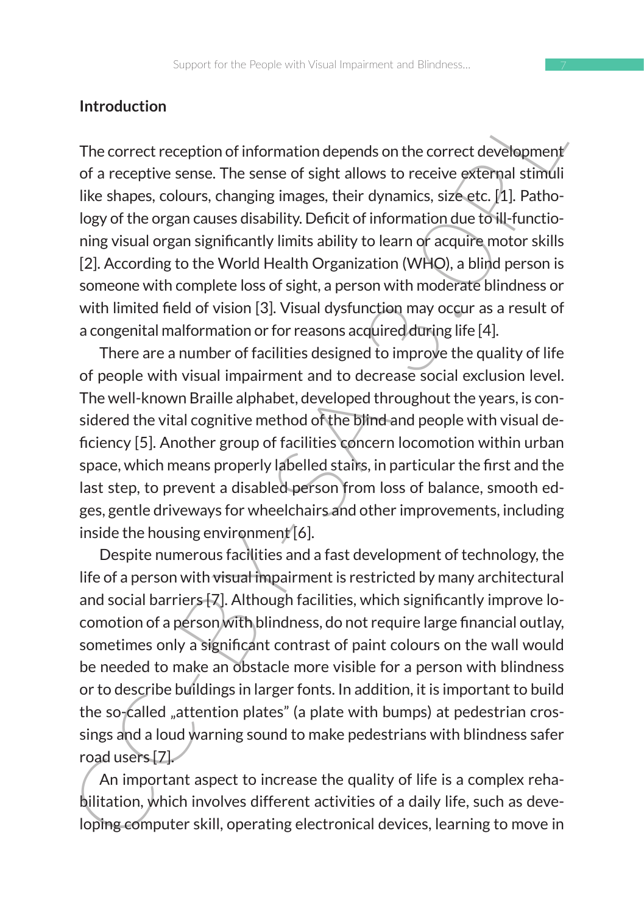## Introduction

The correct reception of information depends on the correct development of a receptive sense. The sense of sight allows to receive external stimuli like shapes, colours, changing images, their dynamics, size etc. [1]. Pathology of the organ causes disability. Deficit of information due to ill-functioning visual organ significantly limits ability to learn or acquire motor skills [2]. According to the World Health Organization (WHO), a blind person is someone with complete loss of sight, a person with moderate blindness or with limited field of vision [3]. Visual dysfunction may occur as a result of a congenital malformation or for reasons acquired during life [4].

There are a number of facilities designed to improve the quality of life of people with visual impairment and to decrease social exclusion level. The well-known Braille alphabet, developed throughout the years, is considered the vital cognitive method of the blind and people with visual deficiency [5]. Another group of facilities concern locomotion within urban space, which means properly labelled stairs, in particular the first and the last step, to prevent a disabled person from loss of balance, smooth edges, gentle driveways for wheelchairs and other improvements, including inside the housing environment [6].

Despite numerous facilities and a fast development of technology, the life of a person with visual impairment is restricted by many architectural and social barriers [7]. Although facilities, which significantly improve locomotion of a person with blindness, do not require large financial outlay, sometimes only a significant contrast of paint colours on the wall would be needed to make an obstacle more visible for a person with blindness or to describe buildings in larger fonts. In addition, it is important to build the so-called „attention plates" (a plate with bumps) at pedestrian crossings and a loud warning sound to make pedestrians with blindness safer road users [7].

An important aspect to increase the quality of life is a complex rehabilitation, which involves different activities of a daily life, such as developing computer skill, operating electronical devices, learning to move in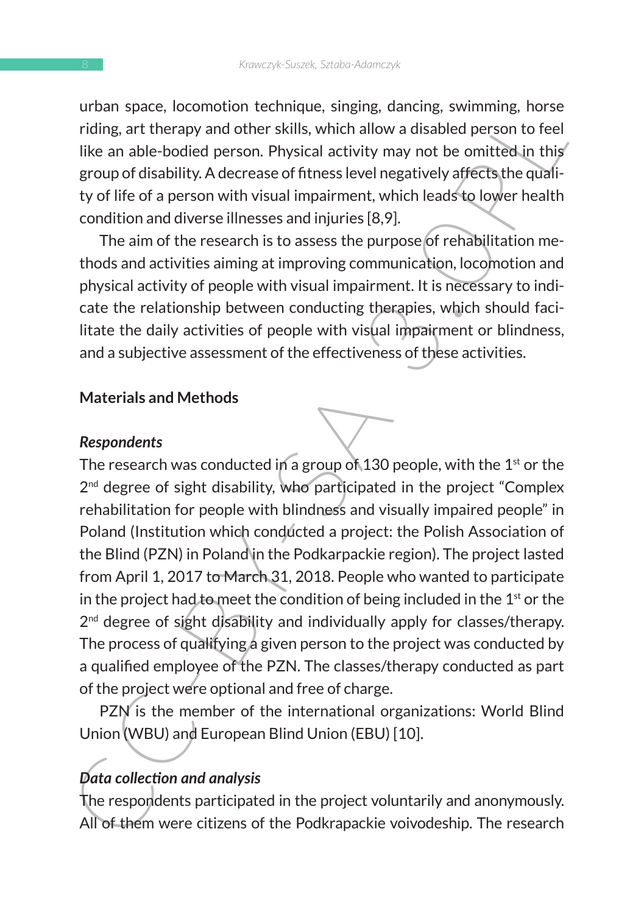urban space, locomotion technique, singing, dancing, swimming, horse riding, art therapy and other skills, which allow a disabled person to feel like an able-bodied person. Physical activity may not be omitted in this group of disability. A decrease of fitness level negatively affects the quality of life of a person with visual impairment, which leads to lower health condition and diverse illnesses and injuries [8,9].

The aim of the research is to assess the purpose of rehabilitation methods and activities aiming at improving communication, locomotion and physical activity of people with visual impairment. It is necessary to indicate the relationship between conducting therapies, which should facilitate the daily activities of people with visual impairment or blindness, and a subjective assessment of the effectiveness of these activities.

## Materials and Methods

### *Respondents*

The research was conducted in a group of 130 people, with the 1st or the 2nd degree of sight disability, who participated in the project "Complex rehabilitation for people with blindness and visually impaired people" in Poland (Institution which conducted a project: the Polish Association of the Blind (PZN) in Poland in the Podkarpackie region). The project lasted from April 1, 2017 to March 31, 2018. People who wanted to participate in the project had to meet the condition of being included in the 1st or the 2nd degree of sight disability and individually apply for classes/therapy. The process of qualifying a given person to the project was conducted by a qualified employee of the PZN. The classes/therapy conducted as part of the project were optional and free of charge.

PZN is the member of the international organizations: World Blind Union (WBU) and European Blind Union (EBU) [10].

### *Data collection and analysis*

The respondents participated in the project voluntarily and anonymously. All of them were citizens of the Podkrapackie voivodeship. The research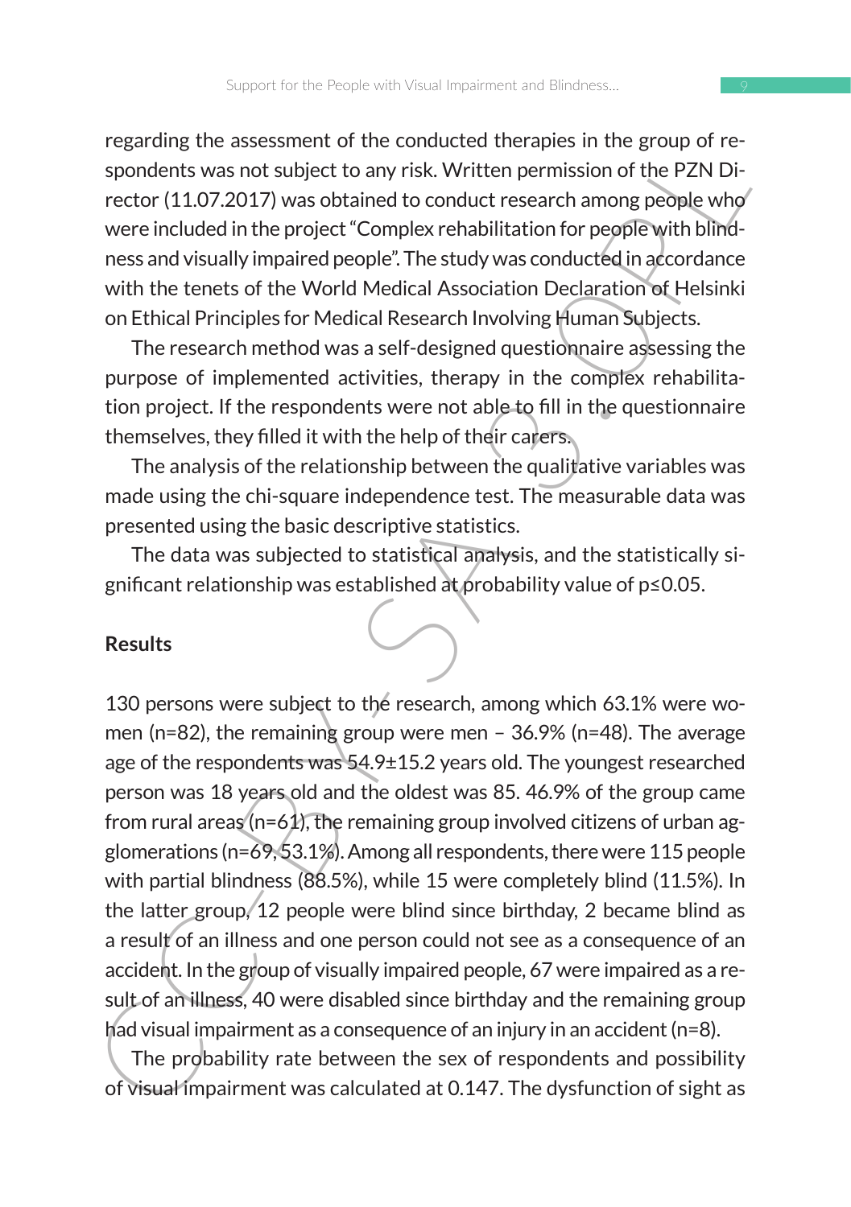regarding the assessment of the conducted therapies in the group of respondents was not subject to any risk. Written permission of the PZN Director (11.07.2017) was obtained to conduct research among people who were included in the project "Complex rehabilitation for people with blindness and visually impaired people". The study was conducted in accordance with the tenets of the World Medical Association Declaration of Helsinki on Ethical Principles for Medical Research Involving Human Subjects.

The research method was a self-designed questionnaire assessing the purpose of implemented activities, therapy in the complex rehabilitation project. If the respondents were not able to fill in the questionnaire themselves, they filled it with the help of their carers.

The analysis of the relationship between the qualitative variables was made using the chi-square independence test. The measurable data was presented using the basic descriptive statistics.

The data was subjected to statistical analysis, and the statistically significant relationship was established at probability value of $p \leq 0.05$.

## Results

130 persons were subject to the research, among which 63.1% were women (n=82), the remaining group were men – 36.9% (n=48). The average age of the respondents was 54.9±15.2 years old. The youngest researched person was 18 years old and the oldest was 85. 46.9% of the group came from rural areas (n=61), the remaining group involved citizens of urban agglomerations (n=69, 53.1%). Among all respondents, there were 115 people with partial blindness (88.5%), while 15 were completely blind (11.5%). In the latter group, 12 people were blind since birthday, 2 became blind as a result of an illness and one person could not see as a consequence of an accident. In the group of visually impaired people, 67 were impaired as a result of an illness, 40 were disabled since birthday and the remaining group had visual impairment as a consequence of an injury in an accident (n=8).

The probability rate between the sex of respondents and possibility of visual impairment was calculated at 0.147. The dysfunction of sight as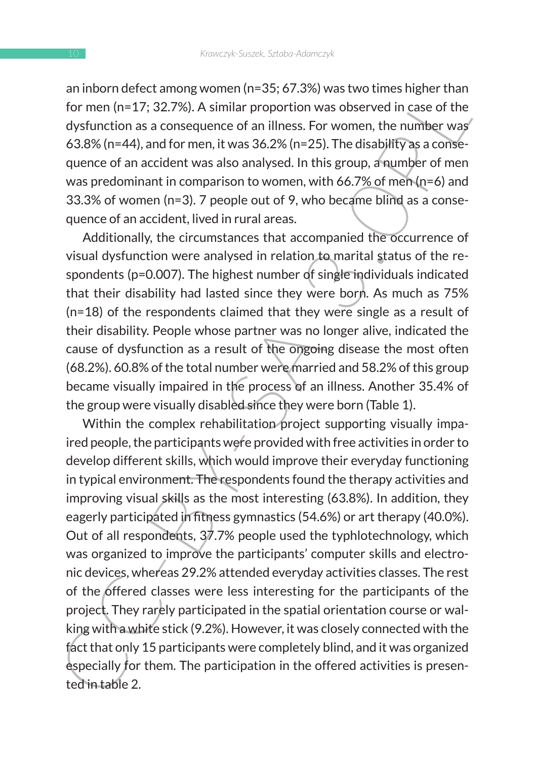an inborn defect among women (n=35; 67.3%) was two times higher than for men (n=17; 32.7%). A similar proportion was observed in case of the dysfunction as a consequence of an illness. For women, the number was 63.8% (n=44), and for men, it was 36.2% (n=25). The disability as a consequence of an accident was also analysed. In this group, a number of men was predominant in comparison to women, with 66.7% of men (n=6) and 33.3% of women (n=3). 7 people out of 9, who became blind as a consequence of an accident, lived in rural areas.

Additionally, the circumstances that accompanied the occurrence of visual dysfunction were analysed in relation to marital status of the respondents (p=0.007). The highest number of single individuals indicated that their disability had lasted since they were born. As much as 75% (n=18) of the respondents claimed that they were single as a result of their disability. People whose partner was no longer alive, indicated the cause of dysfunction as a result of the ongoing disease the most often (68.2%). 60.8% of the total number were married and 58.2% of this group became visually impaired in the process of an illness. Another 35.4% of the group were visually disabled since they were born (Table 1).

Within the complex rehabilitation project supporting visually impaired people, the participants were provided with free activities in order to develop different skills, which would improve their everyday functioning in typical environment. The respondents found the therapy activities and improving visual skills as the most interesting (63.8%). In addition, they eagerly participated in fitness gymnastics (54.6%) or art therapy (40.0%). Out of all respondents, 37.7% people used the typhlotechnology, which was organized to improve the participants' computer skills and electronic devices, whereas 29.2% attended everyday activities classes. The rest of the offered classes were less interesting for the participants of the project. They rarely participated in the spatial orientation course or walking with a white stick (9.2%). However, it was closely connected with the fact that only 15 participants were completely blind, and it was organized especially for them. The participation in the offered activities is presented in table 2.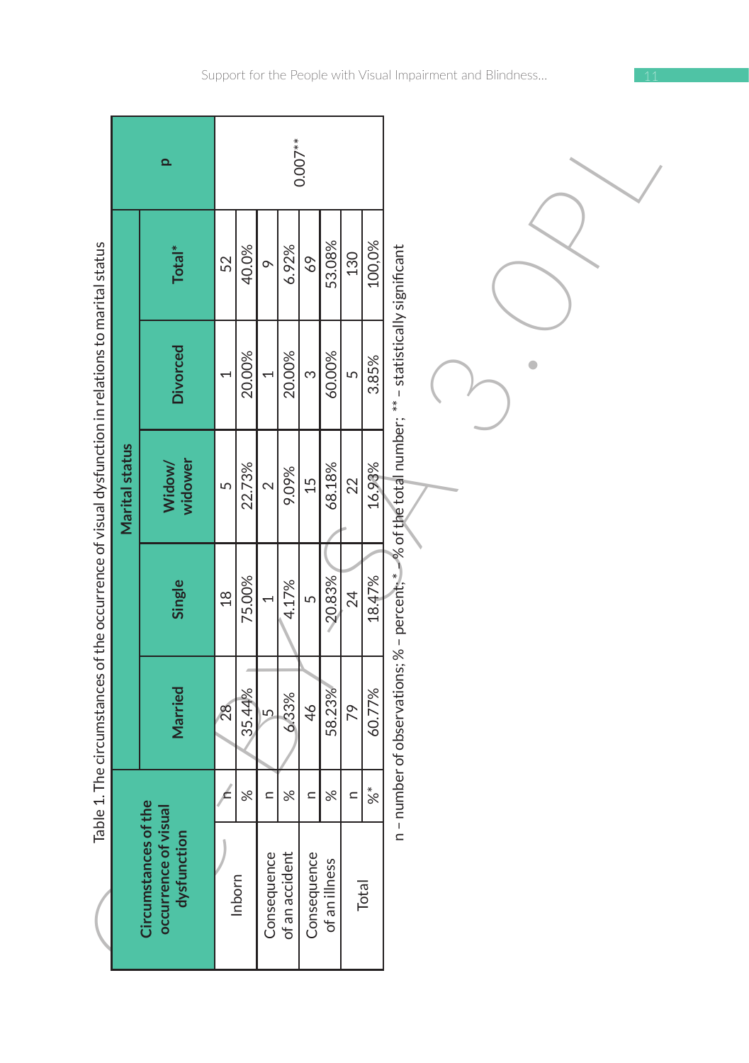Table 1. The circumstances of the occurrence of visual dysfunction in relations to marital status

| Circumstances of the occurrence of visual dysfunction | | Marital status | | | | | p |
|---|---|---|---|---|---|---|---|
| | | Married | Single | Widow/widower | Divorced | Total* | |
| Inborn | n | 28 | 18 | 5 | 1 | 52 | 0.007** |
| | % | 35.44% | 75.00% | 22.73% | 20.00% | 40.0% | |
| Consequence of an accident | n | 5 | 1 | 2 | 1 | 9 | |
| | % | 6.33% | 4.17% | 9.09% | 20.00% | 6.92% | |
| Consequence of an illness | n | 46 | 5 | 15 | 3 | 69 | |
| | % | 58.23% | 20.83% | 68.18% | 60.00% | 53.08% | |
| Total | n | 79 | 24 | 22 | 5 | 130 | |
| | %* | 60.77% | 18.47% | 16.93% | 3.85% | 100,0% | |

n – number of observations; % – percent; * – % of the total number; ** – statistically significant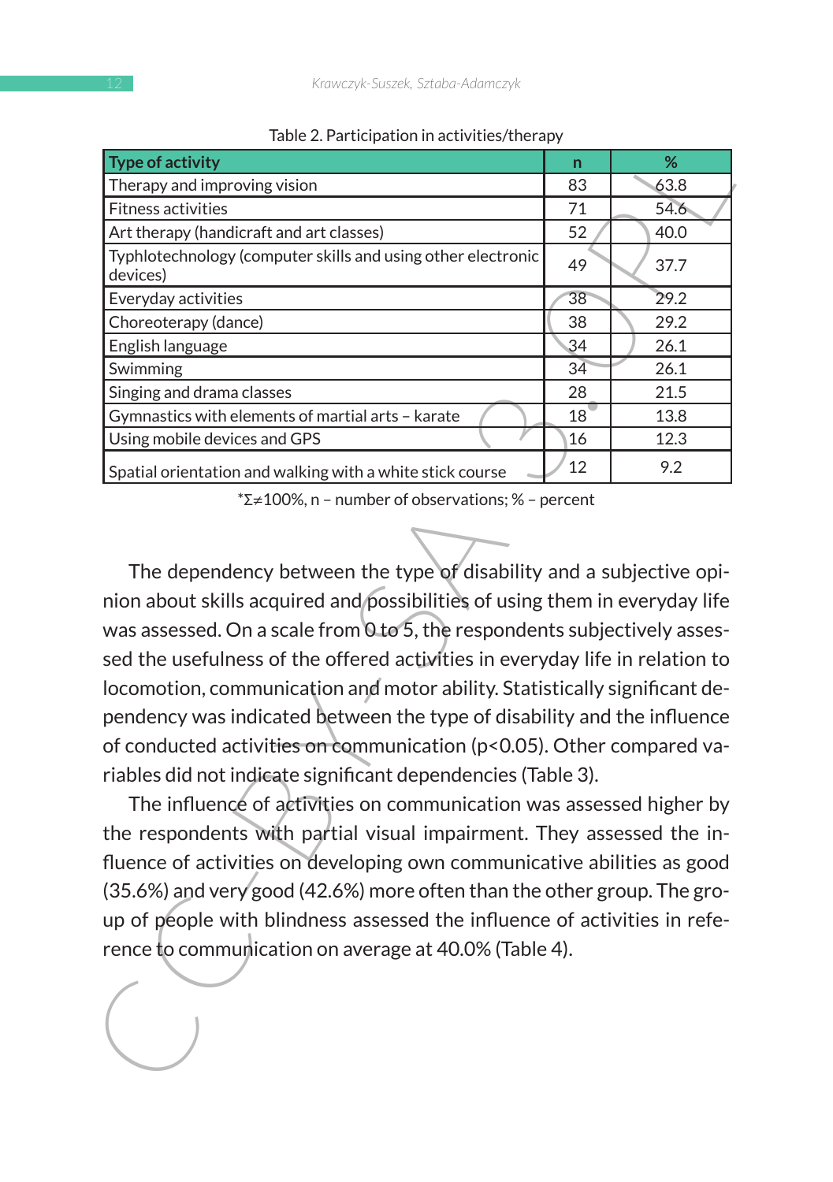Table 2. Participation in activities/therapy

| Type of activity | n | % |
|---|---|---|
| Therapy and improving vision | 83 | 63.8 |
| Fitness activities | 71 | 54.6 |
| Art therapy (handicraft and art classes) | 52 | 40.0 |
| Typhlotechnology (computer skills and using other electronic devices) | 49 | 37.7 |
| Everyday activities | 38 | 29.2 |
| Choreoterapy (dance) | 38 | 29.2 |
| English language | 34 | 26.1 |
| Swimming | 34 | 26.1 |
| Singing and drama classes | 28 | 21.5 |
| Gymnastics with elements of martial arts – karate | 18 | 13.8 |
| Using mobile devices and GPS | 16 | 12.3 |
| Spatial orientation and walking with a white stick course | 12 | 9.2 |

*$\Sigma \neq 100\%$, n – number of observations; % – percent

The dependency between the type of disability and a subjective opinion about skills acquired and possibilities of using them in everyday life was assessed. On a scale from 0 to 5, the respondents subjectively assessed the usefulness of the offered activities in everyday life in relation to locomotion, communication and motor ability. Statistically significant dependency was indicated between the type of disability and the influence of conducted activities on communication ($p<0.05$). Other compared variables did not indicate significant dependencies (Table 3).

The influence of activities on communication was assessed higher by the respondents with partial visual impairment. They assessed the influence of activities on developing own communicative abilities as good (35.6%) and very good (42.6%) more often than the other group. The group of people with blindness assessed the influence of activities in reference to communication on average at 40.0% (Table 4).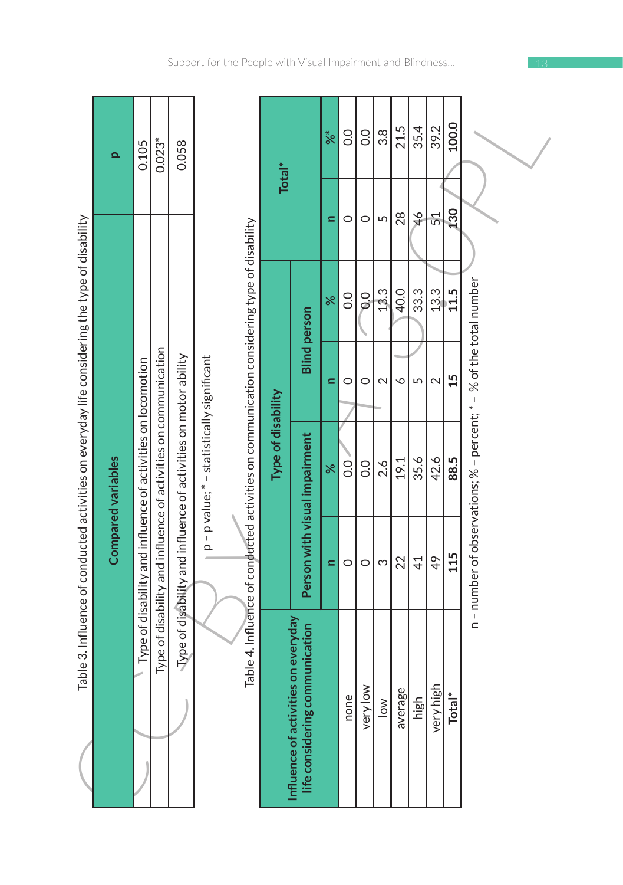Table 3. Influence of conducted activities on everyday life considering the type of disability

| Compared variables | p |
|---|---|
| Type of disability and influence of activities on locomotion | 0.105 |
| Type of disability and influence of activities on communication | 0.023* |
| Type of disability and influence of activities on motor ability | 0.058 |

p – p value; * – statistically significant

Table 4. Influence of conducted activities on communication considering type of disability

| Influence of activities on everyday life considering communication | Type of disability | | | | Total* | |
|---|---|---|---|---|---|---|
| | Person with visual impairment | | Blind person | | | |
| | n | % | n | % | n | %* |
| none | 0 | 0.0 | 0 | 0.0 | 0 | 0.0 |
| very low | 0 | 0.0 | 0 | 0.0 | 0 | 0.0 |
| low | 3 | 2.6 | 2 | 13.3 | 5 | 3.8 |
| average | 22 | 19.1 | 6 | 40.0 | 28 | 21.5 |
| high | 41 | 35.6 | 5 | 33.3 | 46 | 35.4 |
| very high | 49 | 42.6 | 2 | 13.3 | 51 | 39.2 |
| **Total*** | **115** | **88.5** | **15** | **11.5** | **130** | **100.0** |

n – number of observations; % – percent; * – % of the total number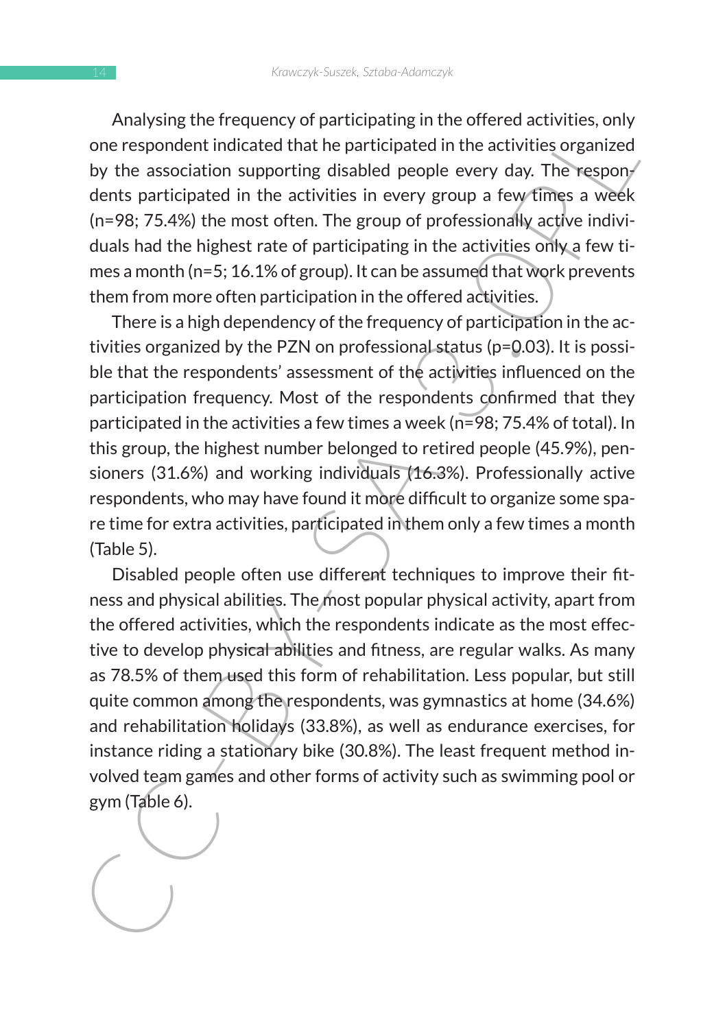Analysing the frequency of participating in the offered activities, only one respondent indicated that he participated in the activities organized by the association supporting disabled people every day. The respondents participated in the activities in every group a few times a week (n=98; 75.4%) the most often. The group of professionally active individuals had the highest rate of participating in the activities only a few times a month (n=5; 16.1% of group). It can be assumed that work prevents them from more often participation in the offered activities.

There is a high dependency of the frequency of participation in the activities organized by the PZN on professional status (p=0.03). It is possible that the respondents' assessment of the activities influenced on the participation frequency. Most of the respondents confirmed that they participated in the activities a few times a week (n=98; 75.4% of total). In this group, the highest number belonged to retired people (45.9%), pensioners (31.6%) and working individuals (16.3%). Professionally active respondents, who may have found it more difficult to organize some spare time for extra activities, participated in them only a few times a month (Table 5).

Disabled people often use different techniques to improve their fitness and physical abilities. The most popular physical activity, apart from the offered activities, which the respondents indicate as the most effective to develop physical abilities and fitness, are regular walks. As many as 78.5% of them used this form of rehabilitation. Less popular, but still quite common among the respondents, was gymnastics at home (34.6%) and rehabilitation holidays (33.8%), as well as endurance exercises, for instance riding a stationary bike (30.8%). The least frequent method involved team games and other forms of activity such as swimming pool or gym (Table 6).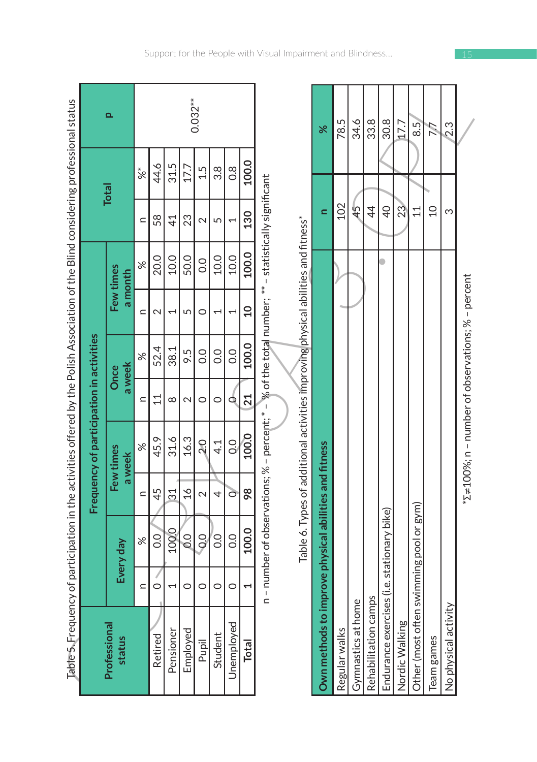Table 5. Frequency of participation in the activities offered by the Polish Association of the Blind considering professional status

| Professional status | Frequency of participation in activities | | | | | | | | Total | | p |
|---|---|---|---|---|---|---|---|---|---|---|---|
| | Every day | | Few times a week | | Once a week | | Few times a month | | | | |
| | n | % | n | % | n | % | n | % | n | %* | |
| Retired | 0 | 0.0 | 45 | 45.9 | 11 | 52.4 | 2 | 20.0 | 58 | 44.6 | 0.032** |
| Pensioner | 1 | 100.0 | 31 | 31.6 | 8 | 38.1 | 1 | 10.0 | 41 | 31.5 | |
| Employed | 0 | 0.0 | 16 | 16.3 | 2 | 9.5 | 5 | 50.0 | 23 | 17.7 | |
| Pupil | 0 | 0.0 | 2 | 2.0 | 0 | 0.0 | 0 | 0.0 | 2 | 1.5 | |
| Student | 0 | 0.0 | 4 | 4.1 | 0 | 0.0 | 1 | 10.0 | 5 | 3.8 | |
| Unemployed | 0 | 0.0 | 0 | 0.0 | 0 | 0.0 | 1 | 10.0 | 1 | 0.8 | |
| **Total** | **1** | **100.0** | **98** | **100.0** | **21** | **100.0** | **10** | **100.0** | **130** | **100.0** | |

n – number of observations; % – percent; * – % of the total number; ** – statistically significant

Table 6. Types of additional activities improving physical abilities and fitness*

| Own methods to improve physical abilities and fitness | n | % |
|---|---|---|
| Regular walks | 102 | 78.5 |
| Gymnastics at home | 45 | 34.6 |
| Rehabilitation camps | 44 | 33.8 |
| Endurance exercises (i.e. stationary bike) | 40 | 30.8 |
| Nordic Walking | 23 | 17.7 |
| Other (most often swimming pool or gym) | 11 | 8.5 |
| Team games | 10 | 7.7 |
| No physical activity | 3 | 2.3 |

*Σ≠100%; n – number of observations; % – percent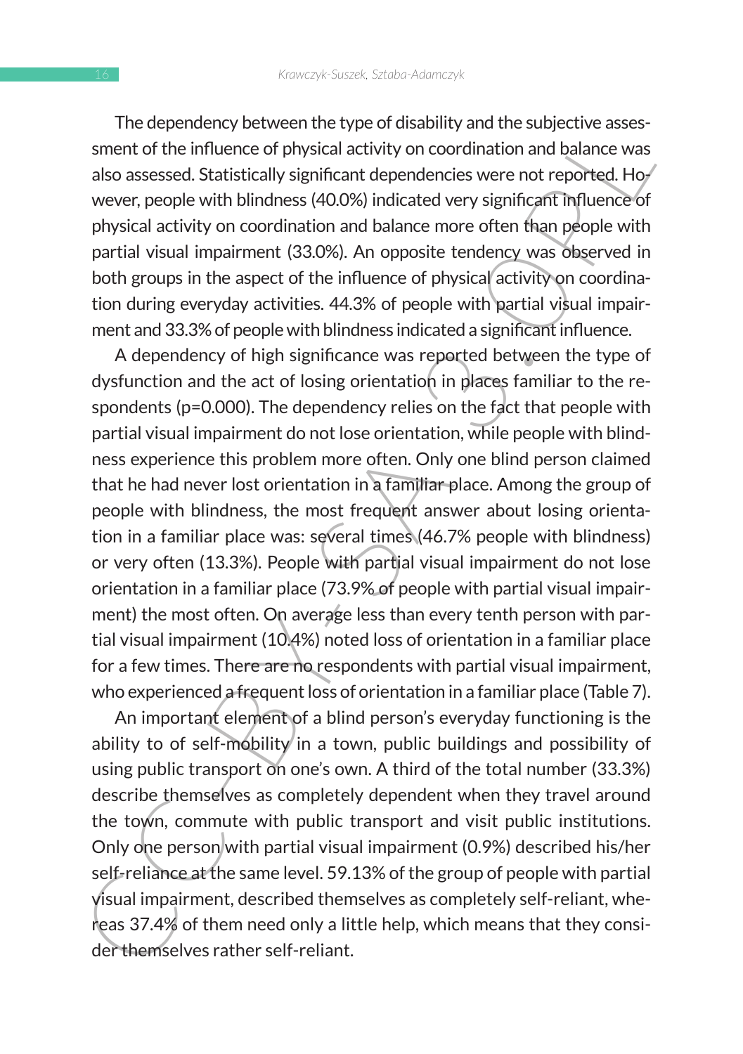The dependency between the type of disability and the subjective assessment of the influence of physical activity on coordination and balance was also assessed. Statistically significant dependencies were not reported. However, people with blindness (40.0%) indicated very significant influence of physical activity on coordination and balance more often than people with partial visual impairment (33.0%). An opposite tendency was observed in both groups in the aspect of the influence of physical activity on coordination during everyday activities. 44.3% of people with partial visual impairment and 33.3% of people with blindness indicated a significant influence.

A dependency of high significance was reported between the type of dysfunction and the act of losing orientation in places familiar to the respondents (p=0.000). The dependency relies on the fact that people with partial visual impairment do not lose orientation, while people with blindness experience this problem more often. Only one blind person claimed that he had never lost orientation in a familiar place. Among the group of people with blindness, the most frequent answer about losing orientation in a familiar place was: several times (46.7% people with blindness) or very often (13.3%). People with partial visual impairment do not lose orientation in a familiar place (73.9% of people with partial visual impairment) the most often. On average less than every tenth person with partial visual impairment (10.4%) noted loss of orientation in a familiar place for a few times. There are no respondents with partial visual impairment, who experienced a frequent loss of orientation in a familiar place (Table 7).

An important element of a blind person's everyday functioning is the ability to of self-mobility in a town, public buildings and possibility of using public transport on one's own. A third of the total number (33.3%) describe themselves as completely dependent when they travel around the town, commute with public transport and visit public institutions. Only one person with partial visual impairment (0.9%) described his/her self-reliance at the same level. 59.13% of the group of people with partial visual impairment, described themselves as completely self-reliant, whereas 37.4% of them need only a little help, which means that they consider themselves rather self-reliant.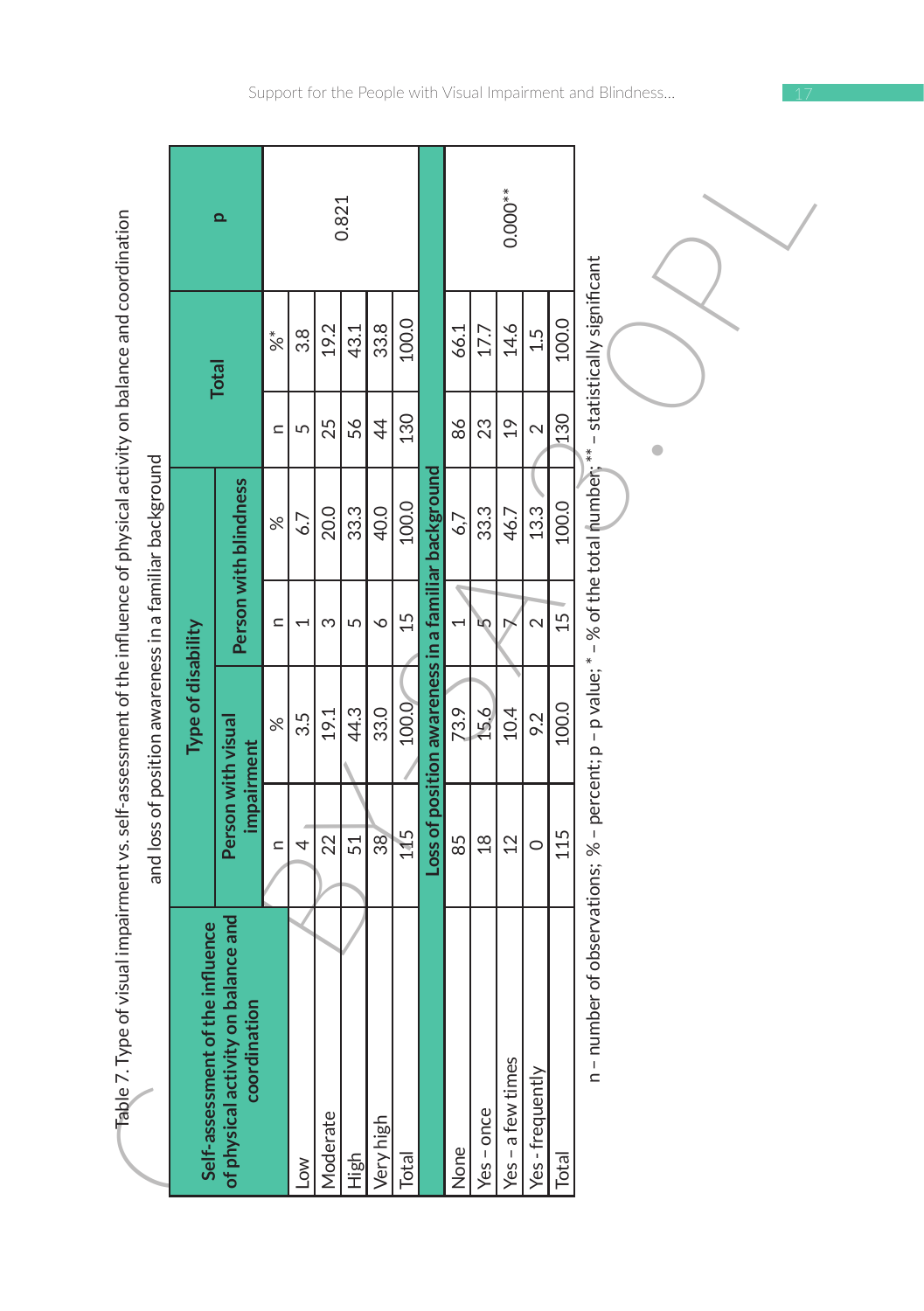Table 7. Type of visual impairment vs. self-assessment of the influence of physical activity on balance and coordination and loss of position awareness in a familiar background

| Self-assessment of the influence of physical activity on balance and coordination | Type of disability | | | | Total | | p |
|---|---|---|---|---|---|---|---|
| | Person with visual impairment | | Person with blindness | | | | |
| | n | % | n | % | n | %* | |
| Low | 4 | 3.5 | 1 | 6.7 | 5 | 3.8 | 0.821 |
| Moderate | 22 | 19.1 | 3 | 20.0 | 25 | 19.2 | |
| High | 51 | 44.3 | 5 | 33.3 | 56 | 43.1 | |
| Very high | 38 | 33.0 | 6 | 40.0 | 44 | 33.8 | |
| Total | 115 | 100.0 | 15 | 100.0 | 130 | 100.0 | |
| **Loss of position awareness in a familiar background** | | | | | | | |
| None | 85 | 73.9 | 1 | 6.7 | 86 | 66.1 | 0.000** |
| Yes – once | 18 | 15.6 | 5 | 33.3 | 23 | 17.7 | |
| Yes – a few times | 12 | 10.4 | 7 | 46.7 | 19 | 14.6 | |
| Yes - frequently | 0 | 9.2 | 2 | 13.3 | 2 | 1.5 | |
| Total | 115 | 100.0 | 15 | 100.0 | 130 | 100.0 | |

n – number of observations; % – percent; p – p value; * – % of the total number; ** – statistically significant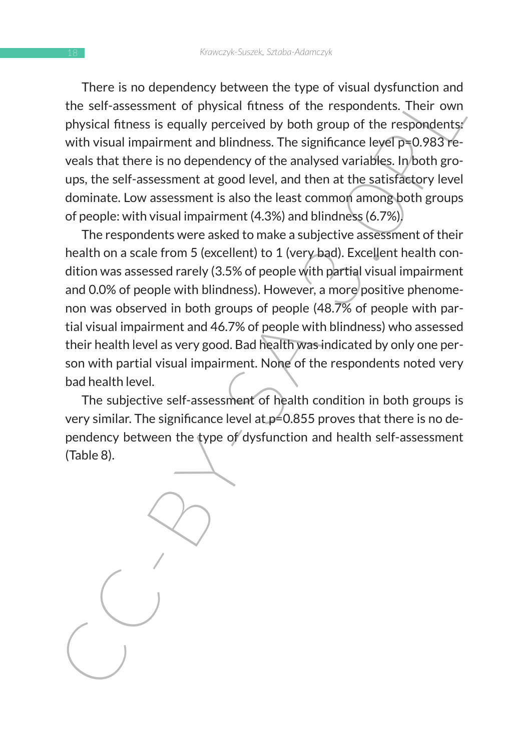There is no dependency between the type of visual dysfunction and the self-assessment of physical fitness of the respondents. Their own physical fitness is equally perceived by both group of the respondents: with visual impairment and blindness. The significance level p=0.983 reveals that there is no dependency of the analysed variables. In both groups, the self-assessment at good level, and then at the satisfactory level dominate. Low assessment is also the least common among both groups of people: with visual impairment (4.3%) and blindness (6.7%).

The respondents were asked to make a subjective assessment of their health on a scale from 5 (excellent) to 1 (very bad). Excellent health condition was assessed rarely (3.5% of people with partial visual impairment and 0.0% of people with blindness). However, a more positive phenomenon was observed in both groups of people (48.7% of people with partial visual impairment and 46.7% of people with blindness) who assessed their health level as very good. Bad health was indicated by only one person with partial visual impairment. None of the respondents noted very bad health level.

The subjective self-assessment of health condition in both groups is very similar. The significance level at p=0.855 proves that there is no dependency between the type of dysfunction and health self-assessment (Table 8).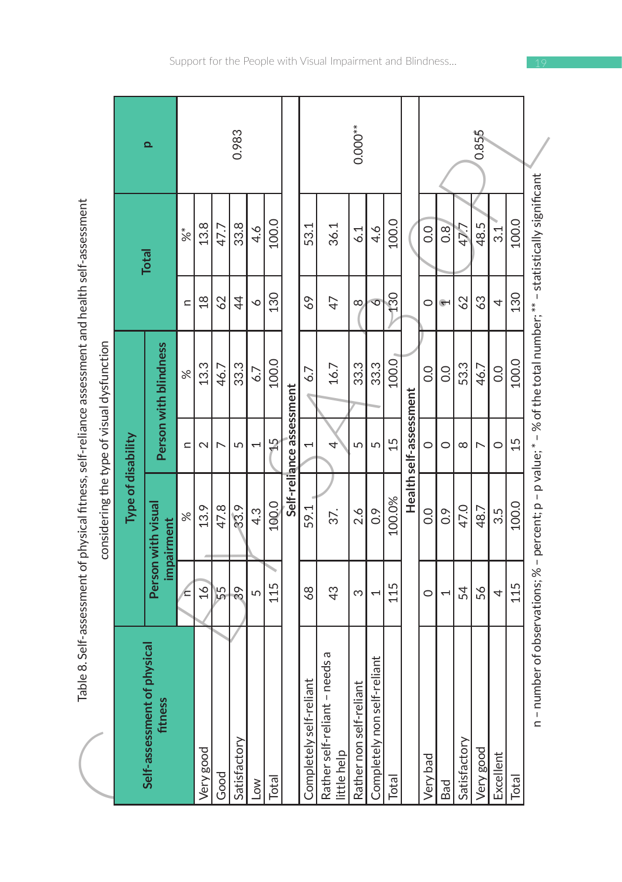Table 8. Self-assessment of physical fitness, self-reliance assessment and health self-assessment considering the type of visual dysfunction

| Self-assessment of physical fitness | Type of disability | | | | Total | | p |
|---|---|---|---|---|---|---|---|
| | Person with visual impairment | | Person with blindness | | | | |
| | n | % | n | % | n | %* | |
| Very good | 16 | 13.9 | 2 | 13.3 | 18 | 13.8 | 0.983 |
| Good | 55 | 47.8 | 7 | 46.7 | 62 | 47.7 | |
| Satisfactory | 39 | 33.9 | 5 | 33.3 | 44 | 33.8 | |
| Low | 5 | 4.3 | 1 | 6.7 | 6 | 4.6 | |
| Total | 115 | 100.0 | 15 | 100.0 | 130 | 100.0 | |
| **Self-reliance assessment** | | | | | | | |
| Completely self-reliant | 68 | 59.1 | 1 | 6.7 | 69 | 53.1 | 0.000** |
| Rather self-reliant – needs a little help | 43 | 37. | 4 | 16.7 | 47 | 36.1 | |
| Rather non self-reliant | 3 | 2.6 | 5 | 33.3 | 8 | 6.1 | |
| Completely non self-reliant | 1 | 0.9 | 5 | 33.3 | 6 | 4.6 | |
| Total | 115 | 100.0% | 15 | 100.0 | 130 | 100.0 | |
| **Health self-assessment** | | | | | | | |
| Very bad | 0 | 0.0 | 0 | 0.0 | 0 | 0.0 | 0.855 |
| Bad | 1 | 0.9 | 0 | 0.0 | 1 | 0.8 | |
| Satisfactory | 54 | 47.0 | 8 | 53.3 | 62 | 47.7 | |
| Very good | 56 | 48.7 | 7 | 46.7 | 63 | 48.5 | |
| Excellent | 4 | 3.5 | 0 | 0.0 | 4 | 3.1 | |
| Total | 115 | 100.0 | 15 | 100.0 | 130 | 100.0 | |

n – number of observations; % – percent; p – p value; * – % of the total number; ** – statistically significant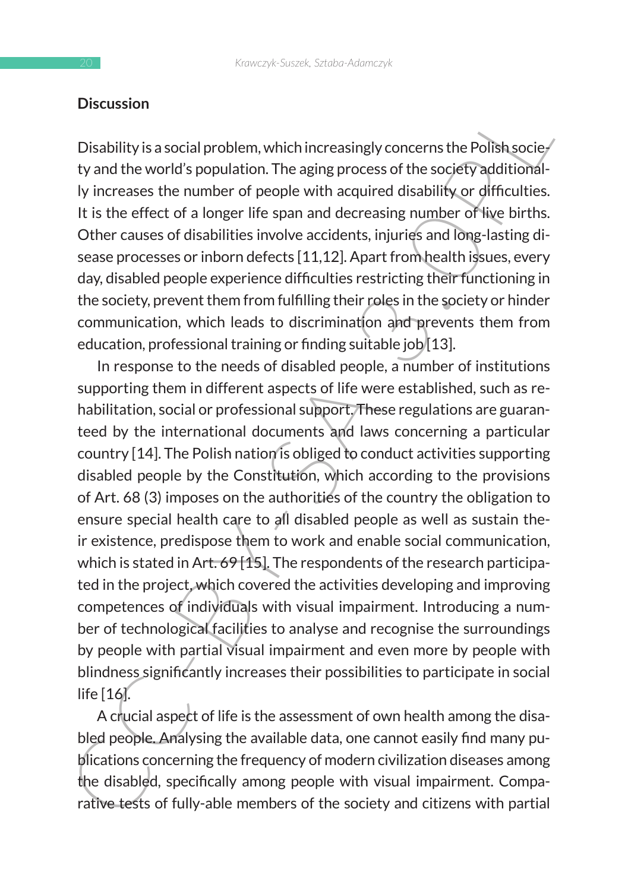## Discussion

Disability is a social problem, which increasingly concerns the Polish society and the world's population. The aging process of the society additionally increases the number of people with acquired disability or difficulties. It is the effect of a longer life span and decreasing number of live births. Other causes of disabilities involve accidents, injuries and long-lasting disease processes or inborn defects [11,12]. Apart from health issues, every day, disabled people experience difficulties restricting their functioning in the society, prevent them from fulfilling their roles in the society or hinder communication, which leads to discrimination and prevents them from education, professional training or finding suitable job [13].

In response to the needs of disabled people, a number of institutions supporting them in different aspects of life were established, such as rehabilitation, social or professional support. These regulations are guaranteed by the international documents and laws concerning a particular country [14]. The Polish nation is obliged to conduct activities supporting disabled people by the Constitution, which according to the provisions of Art. 68 (3) imposes on the authorities of the country the obligation to ensure special health care to all disabled people as well as sustain their existence, predispose them to work and enable social communication, which is stated in Art. 69 [15]. The respondents of the research participated in the project, which covered the activities developing and improving competences of individuals with visual impairment. Introducing a number of technological facilities to analyse and recognise the surroundings by people with partial visual impairment and even more by people with blindness significantly increases their possibilities to participate in social life [16].

A crucial aspect of life is the assessment of own health among the disabled people. Analysing the available data, one cannot easily find many publications concerning the frequency of modern civilization diseases among the disabled, specifically among people with visual impairment. Comparative tests of fully-able members of the society and citizens with partial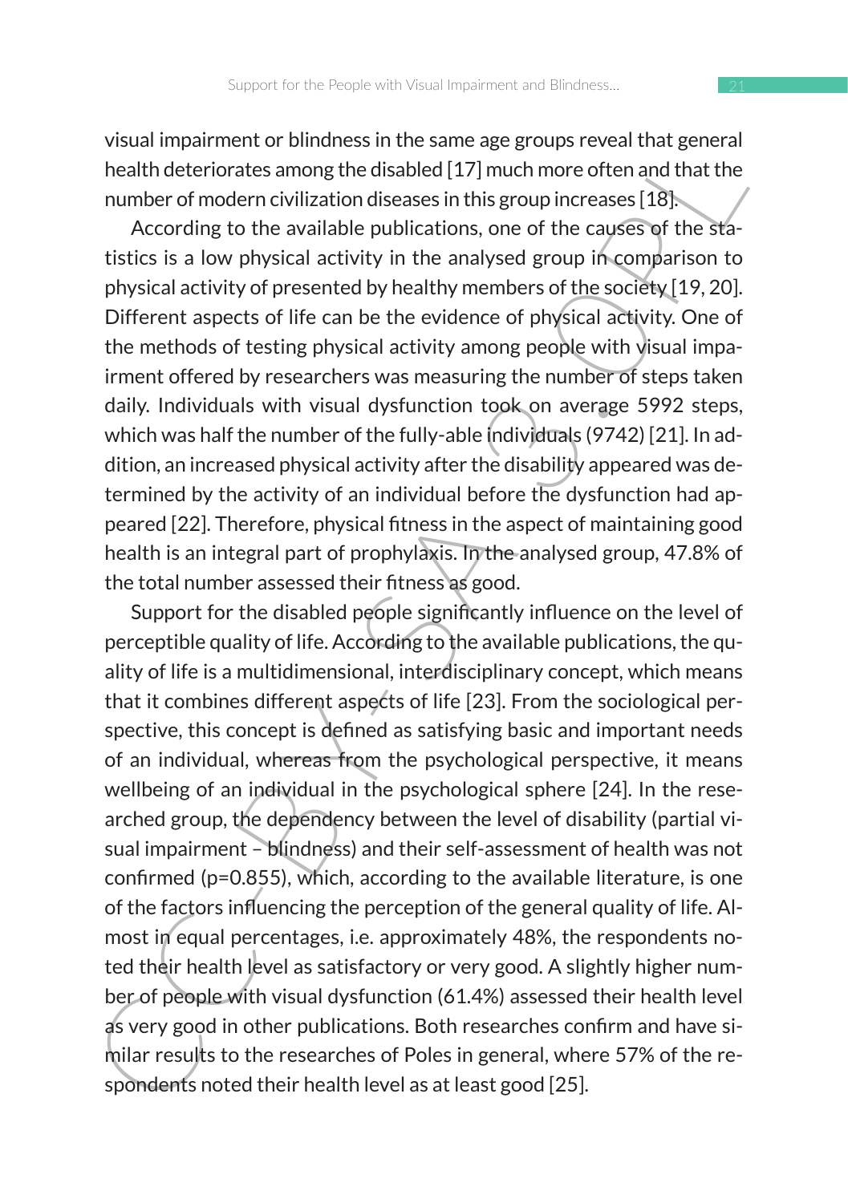visual impairment or blindness in the same age groups reveal that general health deteriorates among the disabled [17] much more often and that the number of modern civilization diseases in this group increases [18].

According to the available publications, one of the causes of the statistics is a low physical activity in the analysed group in comparison to physical activity of presented by healthy members of the society [19, 20]. Different aspects of life can be the evidence of physical activity. One of the methods of testing physical activity among people with visual impairment offered by researchers was measuring the number of steps taken daily. Individuals with visual dysfunction took on average 5992 steps, which was half the number of the fully-able individuals (9742) [21]. In addition, an increased physical activity after the disability appeared was determined by the activity of an individual before the dysfunction had appeared [22]. Therefore, physical fitness in the aspect of maintaining good health is an integral part of prophylaxis. In the analysed group, 47.8% of the total number assessed their fitness as good.

Support for the disabled people significantly influence on the level of perceptible quality of life. According to the available publications, the quality of life is a multidimensional, interdisciplinary concept, which means that it combines different aspects of life [23]. From the sociological perspective, this concept is defined as satisfying basic and important needs of an individual, whereas from the psychological perspective, it means wellbeing of an individual in the psychological sphere [24]. In the researched group, the dependency between the level of disability (partial visual impairment – blindness) and their self-assessment of health was not confirmed ($p=0.855$), which, according to the available literature, is one of the factors influencing the perception of the general quality of life. Almost in equal percentages, i.e. approximately 48%, the respondents noted their health level as satisfactory or very good. A slightly higher number of people with visual dysfunction (61.4%) assessed their health level as very good in other publications. Both researches confirm and have similar results to the researches of Poles in general, where 57% of the respondents noted their health level as at least good [25].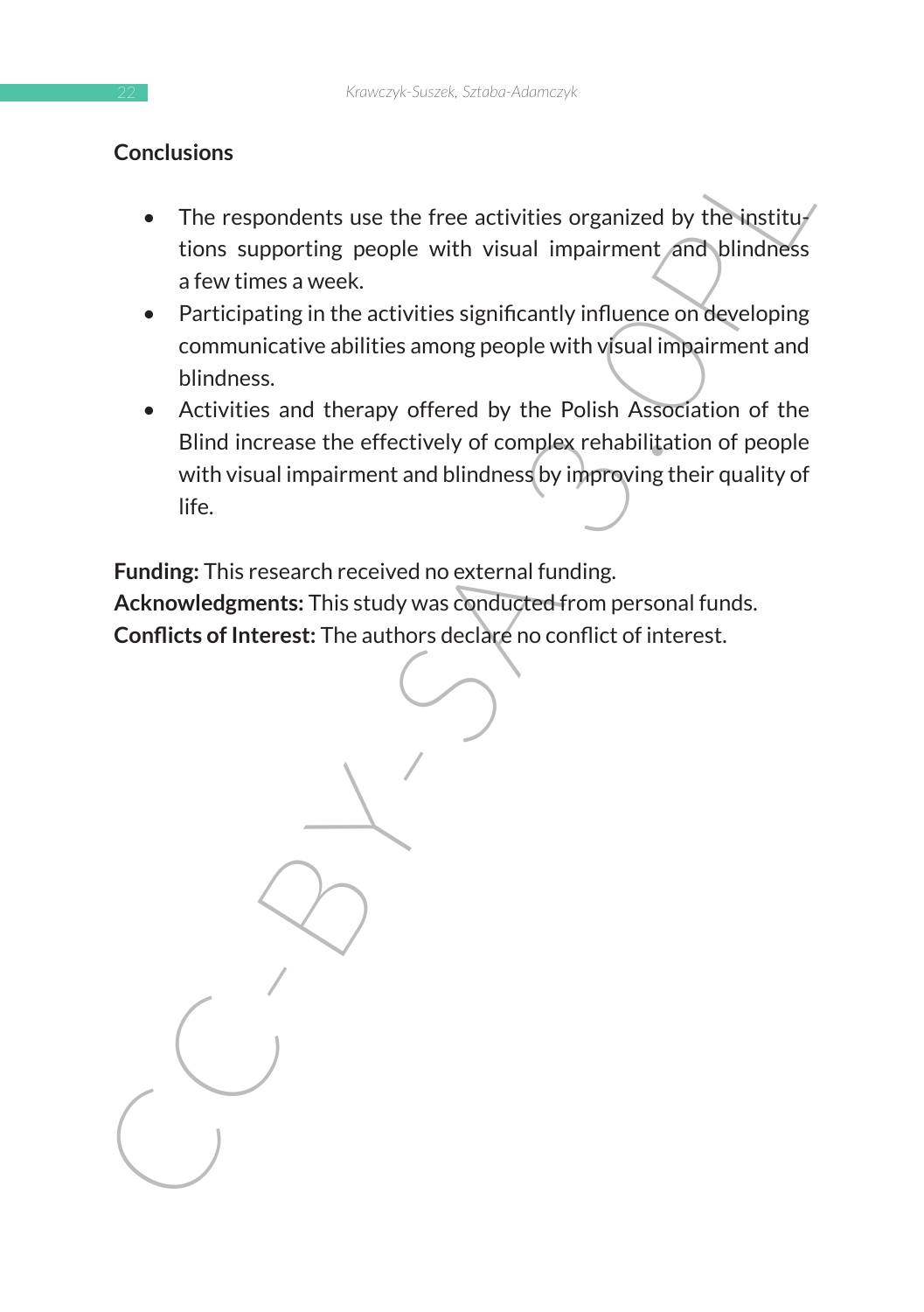## Conclusions

- The respondents use the free activities organized by the institutions supporting people with visual impairment and blindness a few times a week.
- Participating in the activities significantly influence on developing communicative abilities among people with visual impairment and blindness.
- Activities and therapy offered by the Polish Association of the Blind increase the effectively of complex rehabilitation of people with visual impairment and blindness by improving their quality of life.

**Funding:** This research received no external funding.
**Acknowledgments:** This study was conducted from personal funds.
**Conflicts of Interest:** The authors declare no conflict of interest.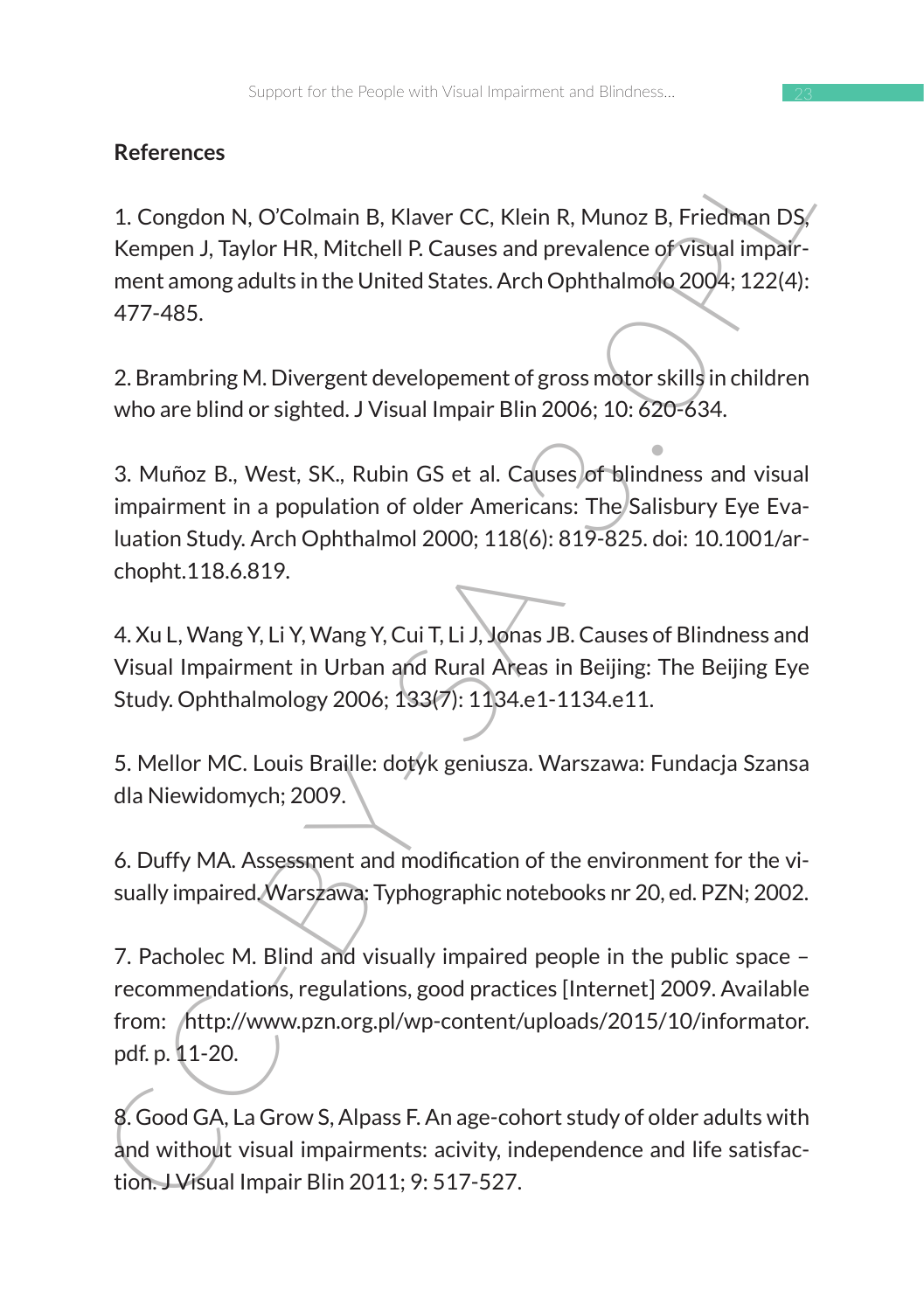**References**

1. Congdon N, O'Colmain B, Klaver CC, Klein R, Munoz B, Friedman DS, Kempen J, Taylor HR, Mitchell P. Causes and prevalence of visual impairment among adults in the United States. Arch Ophthalmolo 2004; 122(4): 477-485.

2. Brambring M. Divergent developement of gross motor skills in children who are blind or sighted. J Visual Impair Blin 2006; 10: 620-634.

3. Muñoz B., West, SK., Rubin GS et al. Causes of blindness and visual impairment in a population of older Americans: The Salisbury Eye Evaluation Study. Arch Ophthalmol 2000; 118(6): 819-825. doi: 10.1001/archopht.118.6.819.

4. Xu L, Wang Y, Li Y, Wang Y, Cui T, Li J, Jonas JB. Causes of Blindness and Visual Impairment in Urban and Rural Areas in Beijing: The Beijing Eye Study. Ophthalmology 2006; 133(7): 1134.e1-1134.e11.

5. Mellor MC. Louis Braille: dotyk geniusza. Warszawa: Fundacja Szansa dla Niewidomych; 2009.

6. Duffy MA. Assessment and modification of the environment for the visually impaired. Warszawa: Typhographic notebooks nr 20, ed. PZN; 2002.

7. Pacholec M. Blind and visually impaired people in the public space – recommendations, regulations, good practices [Internet] 2009. Available from: http://www.pzn.org.pl/wp-content/uploads/2015/10/informator.pdf. p. 11-20.

8. Good GA, La Grow S, Alpass F. An age-cohort study of older adults with and without visual impairments: acivity, independence and life satisfaction. J Visual Impair Blin 2011; 9: 517-527.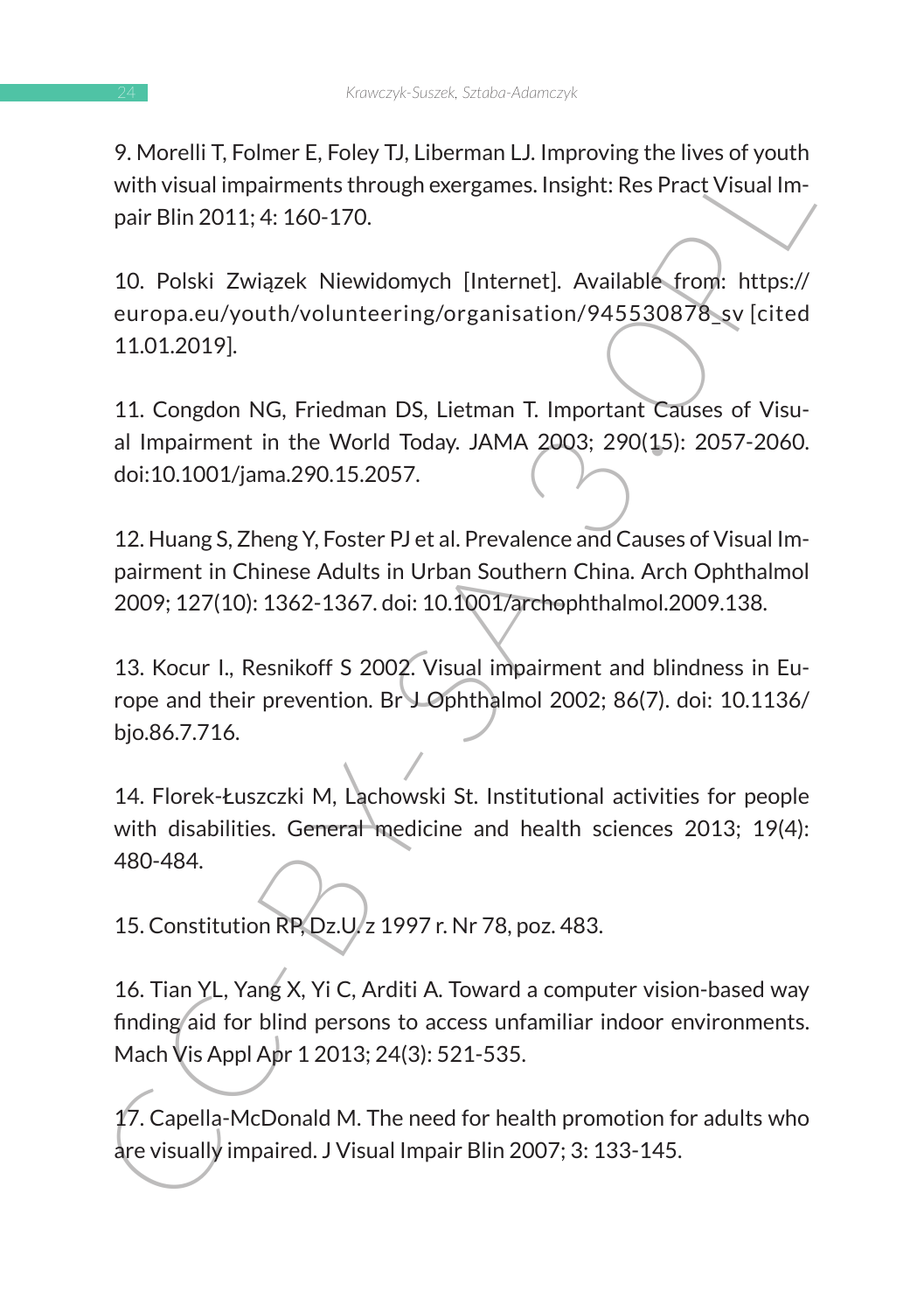9. Morelli T, Folmer E, Foley TJ, Liberman LJ. Improving the lives of youth with visual impairments through exergames. Insight: Res Pract Visual Impair Blin 2011; 4: 160-170.

10. Polski Związek Niewidomych [Internet]. Available from: https://europa.eu/youth/volunteering/organisation/945530878_sv [cited 11.01.2019].

11. Congdon NG, Friedman DS, Lietman T. Important Causes of Visual Impairment in the World Today. JAMA 2003; 290(15): 2057-2060. doi:10.1001/jama.290.15.2057.

12. Huang S, Zheng Y, Foster PJ et al. Prevalence and Causes of Visual Impairment in Chinese Adults in Urban Southern China. Arch Ophthalmol 2009; 127(10): 1362-1367. doi: 10.1001/archophthalmol.2009.138.

13. Kocur I., Resnikoff S 2002. Visual impairment and blindness in Europe and their prevention. Br J Ophthalmol 2002; 86(7). doi: 10.1136/bjo.86.7.716.

14. Florek-Łuszczki M, Lachowski St. Institutional activities for people with disabilities. General medicine and health sciences 2013; 19(4): 480-484.

15. Constitution RP, Dz.U. z 1997 r. Nr 78, poz. 483.

16. Tian YL, Yang X, Yi C, Arditi A. Toward a computer vision-based way finding aid for blind persons to access unfamiliar indoor environments. Mach Vis Appl Apr 1 2013; 24(3): 521-535.

17. Capella-McDonald M. The need for health promotion for adults who are visually impaired. J Visual Impair Blin 2007; 3: 133-145.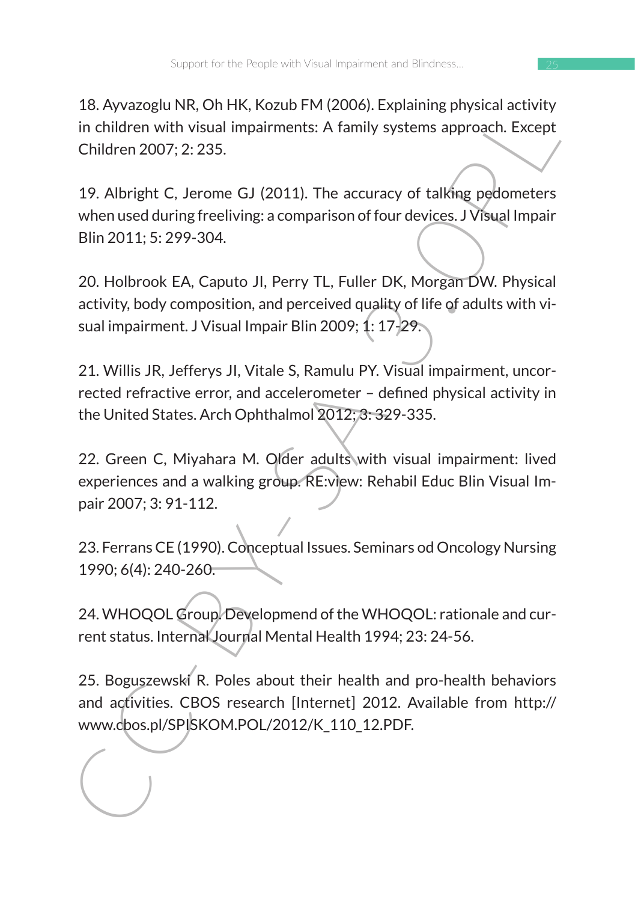18. Ayvazoglu NR, Oh HK, Kozub FM (2006). Explaining physical activity in children with visual impairments: A family systems approach. Except Children 2007; 2: 235.

19. Albright C, Jerome GJ (2011). The accuracy of talking pedometers when used during freeliving: a comparison of four devices. J Visual Impair Blin 2011; 5: 299-304.

20. Holbrook EA, Caputo JI, Perry TL, Fuller DK, Morgan DW. Physical activity, body composition, and perceived quality of life of adults with visual impairment. J Visual Impair Blin 2009; 1: 17-29.

21. Willis JR, Jefferys JI, Vitale S, Ramulu PY. Visual impairment, uncorrected refractive error, and accelerometer – defined physical activity in the United States. Arch Ophthalmol 2012; 3: 329-335.

22. Green C, Miyahara M. Older adults with visual impairment: lived experiences and a walking group. RE:view: Rehabil Educ Blin Visual Impair 2007; 3: 91-112.

23. Ferrans CE (1990). Conceptual Issues. Seminars od Oncology Nursing 1990; 6(4): 240-260.

24. WHOQOL Group. Developmend of the WHOQOL: rationale and current status. Internal Journal Mental Health 1994; 23: 24-56.

25. Boguszewski R. Poles about their health and pro-health behaviors and activities. CBOS research [Internet] 2012. Available from http://www.cbos.pl/SPISKOM.POL/2012/K_110_12.PDF.